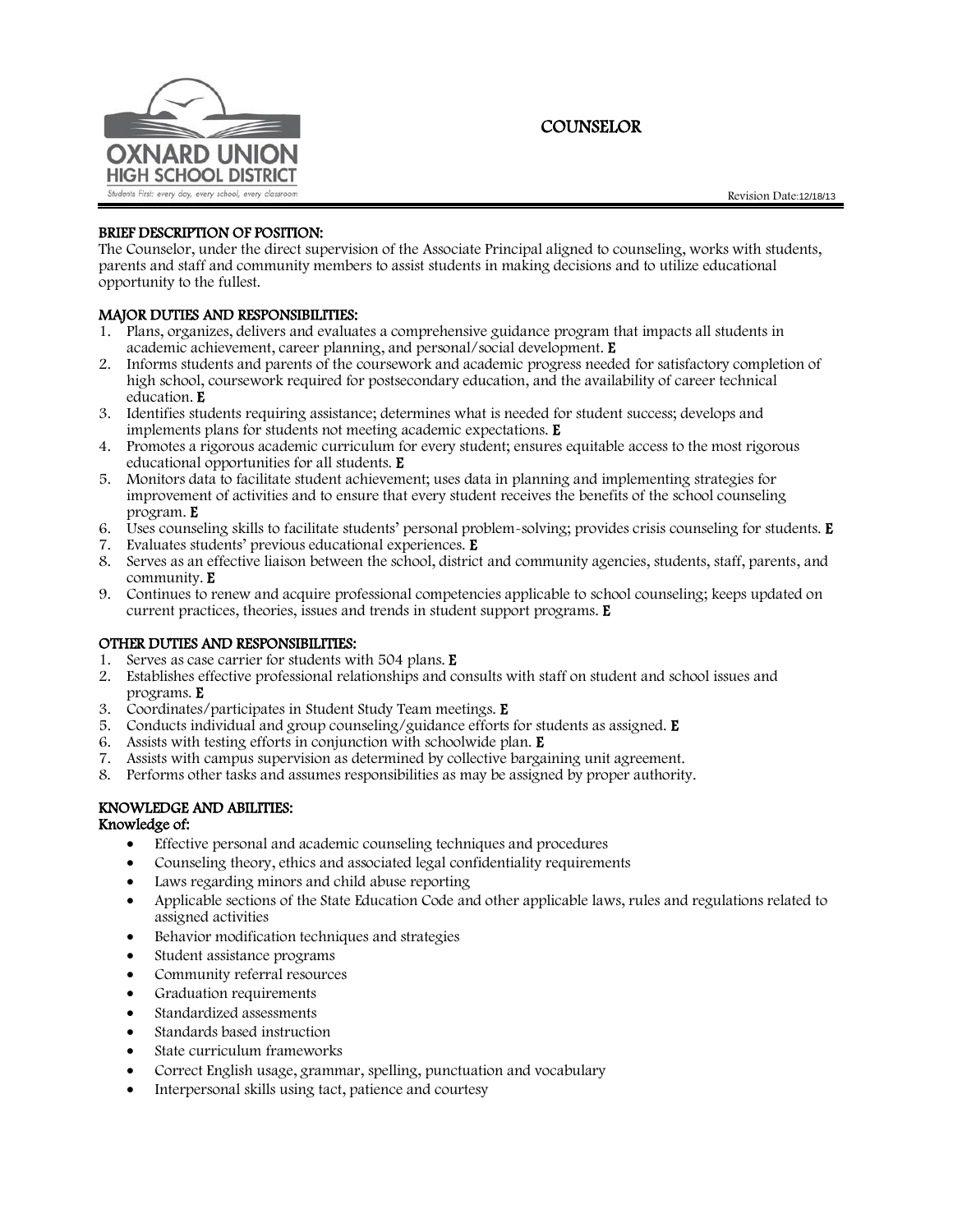OXNARD UNION HIGH SCHOOL DISTRICT

Students First: every day, every school, every classroom

# COUNSELOR

Revision Date:12/18/13

## BRIEF DESCRIPTION OF POSITION:

The Counselor, under the direct supervision of the Associate Principal aligned to counseling, works with students, parents and staff and community members to assist students in making decisions and to utilize educational opportunity to the fullest.

## MAJOR DUTIES AND RESPONSIBILITIES:

1. Plans, organizes, delivers and evaluates a comprehensive guidance program that impacts all students in academic achievement, career planning, and personal/social development. **E**
2. Informs students and parents of the coursework and academic progress needed for satisfactory completion of high school, coursework required for postsecondary education, and the availability of career technical education. **E**
3. Identifies students requiring assistance; determines what is needed for student success; develops and implements plans for students not meeting academic expectations. **E**
4. Promotes a rigorous academic curriculum for every student; ensures equitable access to the most rigorous educational opportunities for all students. **E**
5. Monitors data to facilitate student achievement; uses data in planning and implementing strategies for improvement of activities and to ensure that every student receives the benefits of the school counseling program. **E**
6. Uses counseling skills to facilitate students' personal problem-solving; provides crisis counseling for students. **E**
7. Evaluates students' previous educational experiences. **E**
8. Serves as an effective liaison between the school, district and community agencies, students, staff, parents, and community. **E**
9. Continues to renew and acquire professional competencies applicable to school counseling; keeps updated on current practices, theories, issues and trends in student support programs. **E**

## OTHER DUTIES AND RESPONSIBILITIES:

1. Serves as case carrier for students with 504 plans. **E**
2. Establishes effective professional relationships and consults with staff on student and school issues and programs. **E**
3. Coordinates/participates in Student Study Team meetings. **E**
5. Conducts individual and group counseling/guidance efforts for students as assigned. **E**
6. Assists with testing efforts in conjunction with schoolwide plan. **E**
7. Assists with campus supervision as determined by collective bargaining unit agreement.
8. Performs other tasks and assumes responsibilities as may be assigned by proper authority.

## KNOWLEDGE AND ABILITIES:

### Knowledge of:

- Effective personal and academic counseling techniques and procedures
- Counseling theory, ethics and associated legal confidentiality requirements
- Laws regarding minors and child abuse reporting
- Applicable sections of the State Education Code and other applicable laws, rules and regulations related to assigned activities
- Behavior modification techniques and strategies
- Student assistance programs
- Community referral resources
- Graduation requirements
- Standardized assessments
- Standards based instruction
- State curriculum frameworks
- Correct English usage, grammar, spelling, punctuation and vocabulary
- Interpersonal skills using tact, patience and courtesy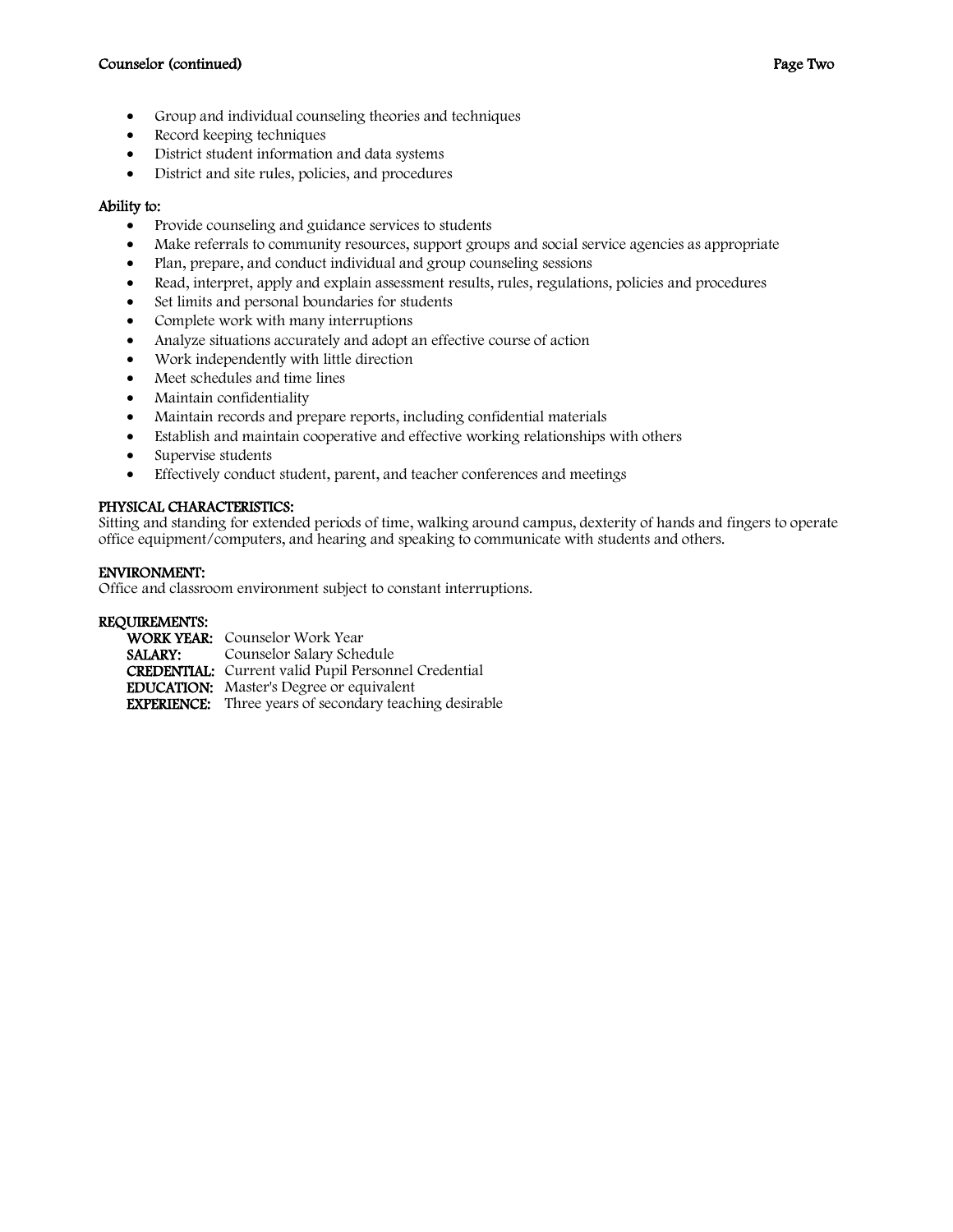- Group and individual counseling theories and techniques
- Record keeping techniques
- District student information and data systems
- District and site rules, policies, and procedures

**Ability to:**

- Provide counseling and guidance services to students
- Make referrals to community resources, support groups and social service agencies as appropriate
- Plan, prepare, and conduct individual and group counseling sessions
- Read, interpret, apply and explain assessment results, rules, regulations, policies and procedures
- Set limits and personal boundaries for students
- Complete work with many interruptions
- Analyze situations accurately and adopt an effective course of action
- Work independently with little direction
- Meet schedules and time lines
- Maintain confidentiality
- Maintain records and prepare reports, including confidential materials
- Establish and maintain cooperative and effective working relationships with others
- Supervise students
- Effectively conduct student, parent, and teacher conferences and meetings

**PHYSICAL CHARACTERISTICS:**

Sitting and standing for extended periods of time, walking around campus, dexterity of hands and fingers to operate office equipment/computers, and hearing and speaking to communicate with students and others.

**ENVIRONMENT:**

Office and classroom environment subject to constant interruptions.

**REQUIREMENTS:**

**WORK YEAR:** Counselor Work Year
**SALARY:** Counselor Salary Schedule
**CREDENTIAL:** Current valid Pupil Personnel Credential
**EDUCATION:** Master's Degree or equivalent
**EXPERIENCE:** Three years of secondary teaching desirable